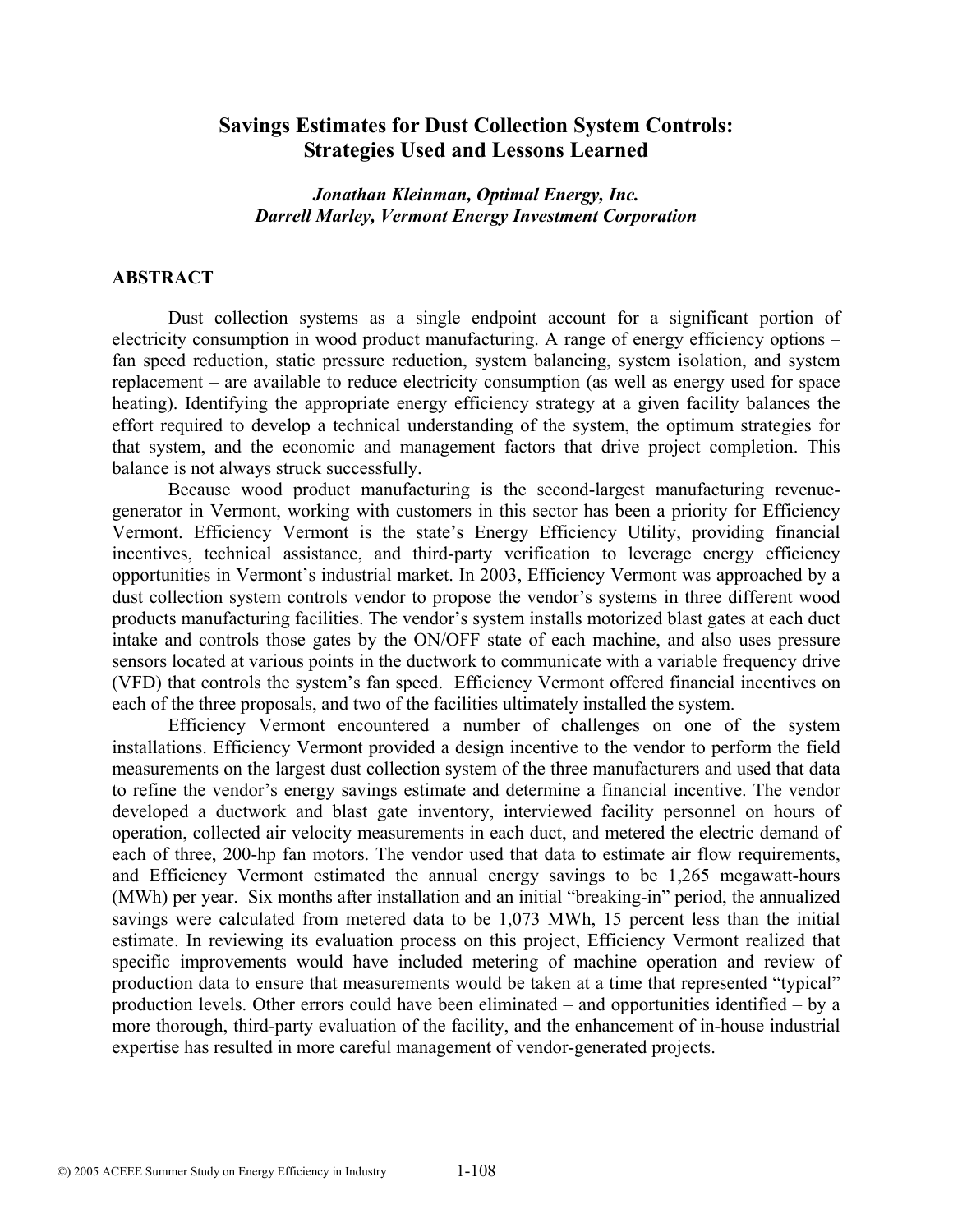# Savings Estimates for Dust Collection System Controls: Strategies Used and Lessons Learned

*Jonathan Kleinman, Optimal Energy, Inc.*
*Darrell Marley, Vermont Energy Investment Corporation*

## ABSTRACT

Dust collection systems as a single endpoint account for a significant portion of electricity consumption in wood product manufacturing. A range of energy efficiency options – fan speed reduction, static pressure reduction, system balancing, system isolation, and system replacement – are available to reduce electricity consumption (as well as energy used for space heating). Identifying the appropriate energy efficiency strategy at a given facility balances the effort required to develop a technical understanding of the system, the optimum strategies for that system, and the economic and management factors that drive project completion. This balance is not always struck successfully.

Because wood product manufacturing is the second-largest manufacturing revenue-generator in Vermont, working with customers in this sector has been a priority for Efficiency Vermont. Efficiency Vermont is the state's Energy Efficiency Utility, providing financial incentives, technical assistance, and third-party verification to leverage energy efficiency opportunities in Vermont's industrial market. In 2003, Efficiency Vermont was approached by a dust collection system controls vendor to propose the vendor's systems in three different wood products manufacturing facilities. The vendor's system installs motorized blast gates at each duct intake and controls those gates by the ON/OFF state of each machine, and also uses pressure sensors located at various points in the ductwork to communicate with a variable frequency drive (VFD) that controls the system's fan speed. Efficiency Vermont offered financial incentives on each of the three proposals, and two of the facilities ultimately installed the system.

Efficiency Vermont encountered a number of challenges on one of the system installations. Efficiency Vermont provided a design incentive to the vendor to perform the field measurements on the largest dust collection system of the three manufacturers and used that data to refine the vendor's energy savings estimate and determine a financial incentive. The vendor developed a ductwork and blast gate inventory, interviewed facility personnel on hours of operation, collected air velocity measurements in each duct, and metered the electric demand of each of three, 200-hp fan motors. The vendor used that data to estimate air flow requirements, and Efficiency Vermont estimated the annual energy savings to be 1,265 megawatt-hours (MWh) per year. Six months after installation and an initial "breaking-in" period, the annualized savings were calculated from metered data to be 1,073 MWh, 15 percent less than the initial estimate. In reviewing its evaluation process on this project, Efficiency Vermont realized that specific improvements would have included metering of machine operation and review of production data to ensure that measurements would be taken at a time that represented "typical" production levels. Other errors could have been eliminated – and opportunities identified – by a more thorough, third-party evaluation of the facility, and the enhancement of in-house industrial expertise has resulted in more careful management of vendor-generated projects.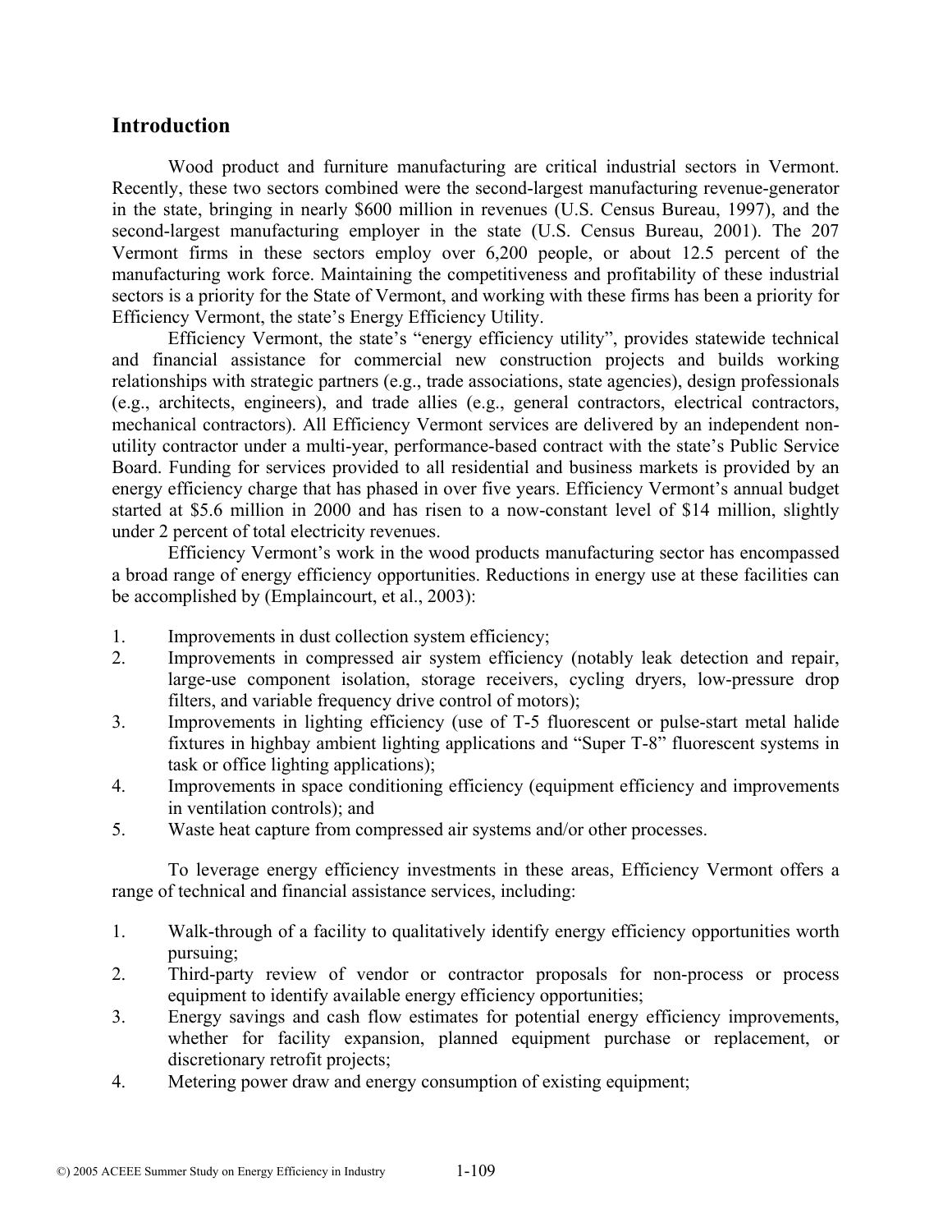## Introduction

Wood product and furniture manufacturing are critical industrial sectors in Vermont. Recently, these two sectors combined were the second-largest manufacturing revenue-generator in the state, bringing in nearly $600 million in revenues (U.S. Census Bureau, 1997), and the second-largest manufacturing employer in the state (U.S. Census Bureau, 2001). The 207 Vermont firms in these sectors employ over 6,200 people, or about 12.5 percent of the manufacturing work force. Maintaining the competitiveness and profitability of these industrial sectors is a priority for the State of Vermont, and working with these firms has been a priority for Efficiency Vermont, the state's Energy Efficiency Utility.

Efficiency Vermont, the state's "energy efficiency utility", provides statewide technical and financial assistance for commercial new construction projects and builds working relationships with strategic partners (e.g., trade associations, state agencies), design professionals (e.g., architects, engineers), and trade allies (e.g., general contractors, electrical contractors, mechanical contractors). All Efficiency Vermont services are delivered by an independent non-utility contractor under a multi-year, performance-based contract with the state's Public Service Board. Funding for services provided to all residential and business markets is provided by an energy efficiency charge that has phased in over five years. Efficiency Vermont's annual budget started at $5.6 million in 2000 and has risen to a now-constant level of $14 million, slightly under 2 percent of total electricity revenues.

Efficiency Vermont's work in the wood products manufacturing sector has encompassed a broad range of energy efficiency opportunities. Reductions in energy use at these facilities can be accomplished by (Emplaincourt, et al., 2003):

1. Improvements in dust collection system efficiency;
2. Improvements in compressed air system efficiency (notably leak detection and repair, large-use component isolation, storage receivers, cycling dryers, low-pressure drop filters, and variable frequency drive control of motors);
3. Improvements in lighting efficiency (use of T-5 fluorescent or pulse-start metal halide fixtures in highbay ambient lighting applications and "Super T-8" fluorescent systems in task or office lighting applications);
4. Improvements in space conditioning efficiency (equipment efficiency and improvements in ventilation controls); and
5. Waste heat capture from compressed air systems and/or other processes.

To leverage energy efficiency investments in these areas, Efficiency Vermont offers a range of technical and financial assistance services, including:

1. Walk-through of a facility to qualitatively identify energy efficiency opportunities worth pursuing;
2. Third-party review of vendor or contractor proposals for non-process or process equipment to identify available energy efficiency opportunities;
3. Energy savings and cash flow estimates for potential energy efficiency improvements, whether for facility expansion, planned equipment purchase or replacement, or discretionary retrofit projects;
4. Metering power draw and energy consumption of existing equipment;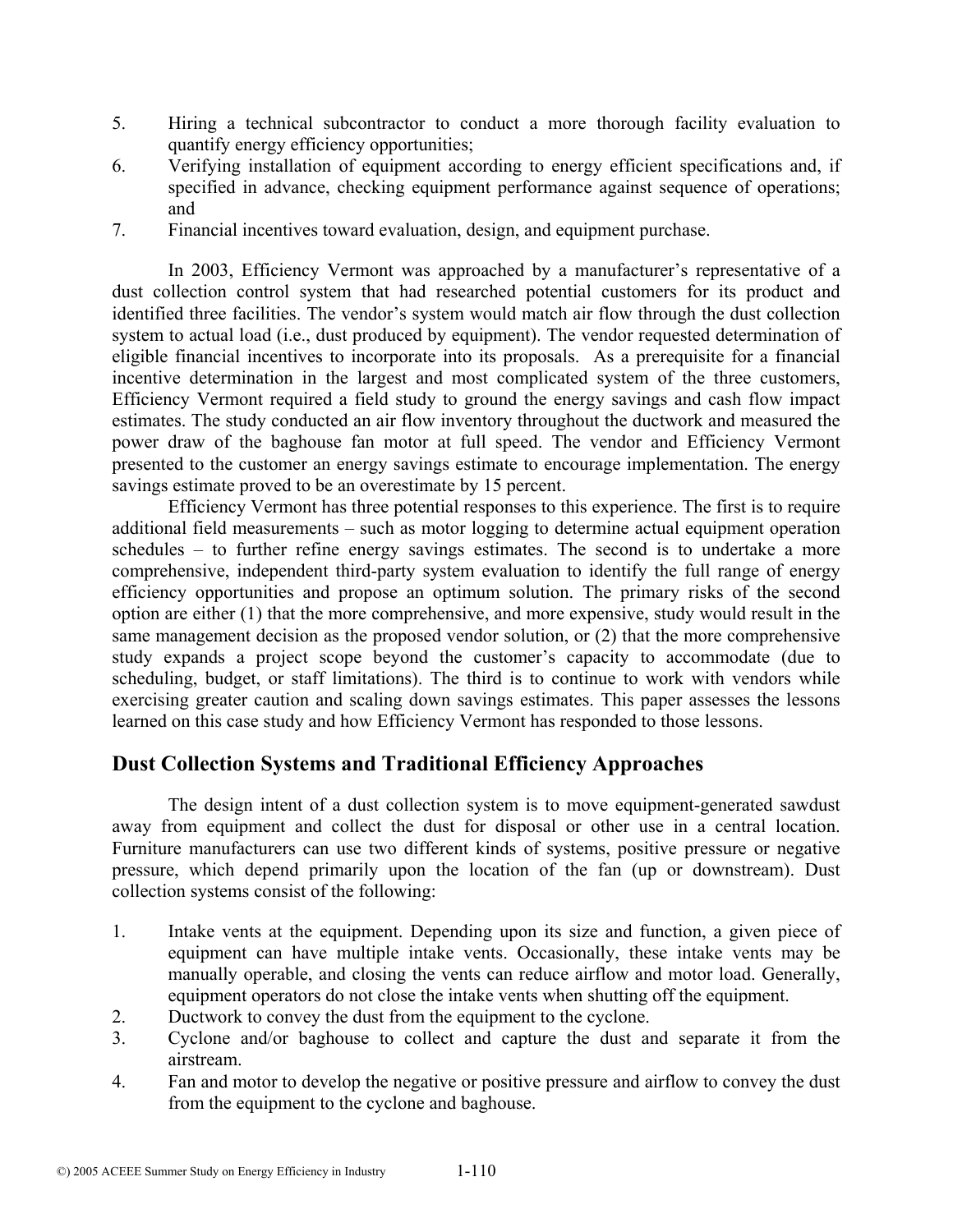5. Hiring a technical subcontractor to conduct a more thorough facility evaluation to quantify energy efficiency opportunities;
6. Verifying installation of equipment according to energy efficient specifications and, if specified in advance, checking equipment performance against sequence of operations; and
7. Financial incentives toward evaluation, design, and equipment purchase.

In 2003, Efficiency Vermont was approached by a manufacturer's representative of a dust collection control system that had researched potential customers for its product and identified three facilities. The vendor's system would match air flow through the dust collection system to actual load (i.e., dust produced by equipment). The vendor requested determination of eligible financial incentives to incorporate into its proposals. As a prerequisite for a financial incentive determination in the largest and most complicated system of the three customers, Efficiency Vermont required a field study to ground the energy savings and cash flow impact estimates. The study conducted an air flow inventory throughout the ductwork and measured the power draw of the baghouse fan motor at full speed. The vendor and Efficiency Vermont presented to the customer an energy savings estimate to encourage implementation. The energy savings estimate proved to be an overestimate by 15 percent.

Efficiency Vermont has three potential responses to this experience. The first is to require additional field measurements – such as motor logging to determine actual equipment operation schedules – to further refine energy savings estimates. The second is to undertake a more comprehensive, independent third-party system evaluation to identify the full range of energy efficiency opportunities and propose an optimum solution. The primary risks of the second option are either (1) that the more comprehensive, and more expensive, study would result in the same management decision as the proposed vendor solution, or (2) that the more comprehensive study expands a project scope beyond the customer's capacity to accommodate (due to scheduling, budget, or staff limitations). The third is to continue to work with vendors while exercising greater caution and scaling down savings estimates. This paper assesses the lessons learned on this case study and how Efficiency Vermont has responded to those lessons.

## Dust Collection Systems and Traditional Efficiency Approaches

The design intent of a dust collection system is to move equipment-generated sawdust away from equipment and collect the dust for disposal or other use in a central location. Furniture manufacturers can use two different kinds of systems, positive pressure or negative pressure, which depend primarily upon the location of the fan (up or downstream). Dust collection systems consist of the following:

1. Intake vents at the equipment. Depending upon its size and function, a given piece of equipment can have multiple intake vents. Occasionally, these intake vents may be manually operable, and closing the vents can reduce airflow and motor load. Generally, equipment operators do not close the intake vents when shutting off the equipment.
2. Ductwork to convey the dust from the equipment to the cyclone.
3. Cyclone and/or baghouse to collect and capture the dust and separate it from the airstream.
4. Fan and motor to develop the negative or positive pressure and airflow to convey the dust from the equipment to the cyclone and baghouse.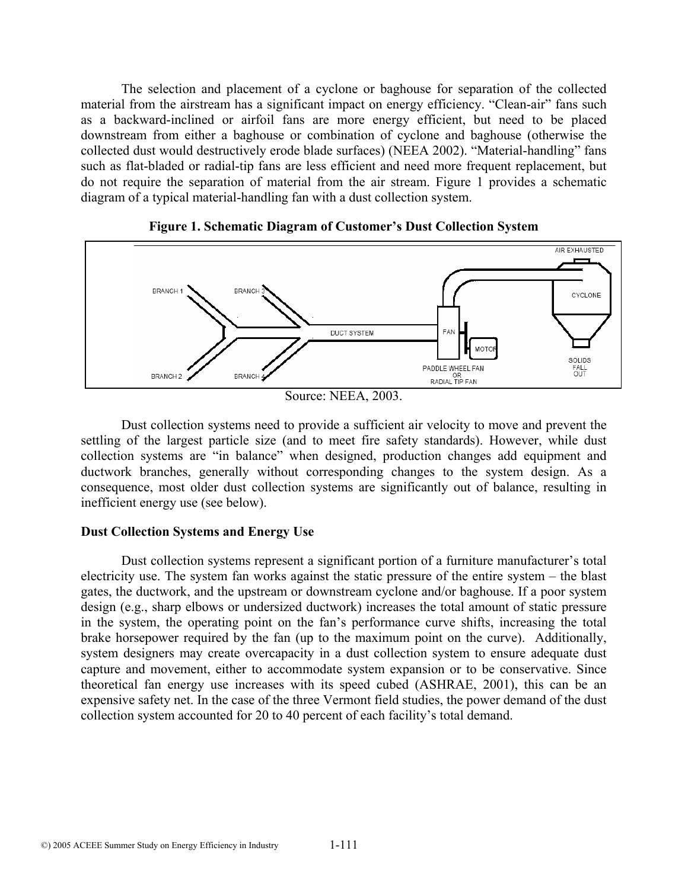The selection and placement of a cyclone or baghouse for separation of the collected material from the airstream has a significant impact on energy efficiency. "Clean-air" fans such as a backward-inclined or airfoil fans are more energy efficient, but need to be placed downstream from either a baghouse or combination of cyclone and baghouse (otherwise the collected dust would destructively erode blade surfaces) (NEEA 2002). "Material-handling" fans such as flat-bladed or radial-tip fans are less efficient and need more frequent replacement, but do not require the separation of material from the air stream. Figure 1 provides a schematic diagram of a typical material-handling fan with a dust collection system.

**Figure 1. Schematic Diagram of Customer's Dust Collection System**

Source: NEEA, 2003.

Dust collection systems need to provide a sufficient air velocity to move and prevent the settling of the largest particle size (and to meet fire safety standards). However, while dust collection systems are "in balance" when designed, production changes add equipment and ductwork branches, generally without corresponding changes to the system design. As a consequence, most older dust collection systems are significantly out of balance, resulting in inefficient energy use (see below).

### Dust Collection Systems and Energy Use

Dust collection systems represent a significant portion of a furniture manufacturer's total electricity use. The system fan works against the static pressure of the entire system – the blast gates, the ductwork, and the upstream or downstream cyclone and/or baghouse. If a poor system design (e.g., sharp elbows or undersized ductwork) increases the total amount of static pressure in the system, the operating point on the fan's performance curve shifts, increasing the total brake horsepower required by the fan (up to the maximum point on the curve). Additionally, system designers may create overcapacity in a dust collection system to ensure adequate dust capture and movement, either to accommodate system expansion or to be conservative. Since theoretical fan energy use increases with its speed cubed (ASHRAE, 2001), this can be an expensive safety net. In the case of the three Vermont field studies, the power demand of the dust collection system accounted for 20 to 40 percent of each facility's total demand.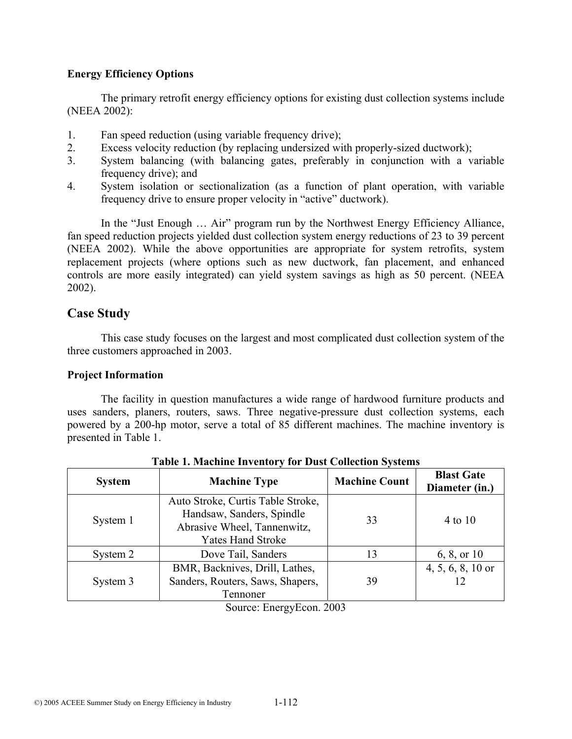**Energy Efficiency Options**

The primary retrofit energy efficiency options for existing dust collection systems include (NEEA 2002):

1. Fan speed reduction (using variable frequency drive);
2. Excess velocity reduction (by replacing undersized with properly-sized ductwork);
3. System balancing (with balancing gates, preferably in conjunction with a variable frequency drive); and
4. System isolation or sectionalization (as a function of plant operation, with variable frequency drive to ensure proper velocity in "active" ductwork).

In the "Just Enough … Air" program run by the Northwest Energy Efficiency Alliance, fan speed reduction projects yielded dust collection system energy reductions of 23 to 39 percent (NEEA 2002). While the above opportunities are appropriate for system retrofits, system replacement projects (where options such as new ductwork, fan placement, and enhanced controls are more easily integrated) can yield system savings as high as 50 percent. (NEEA 2002).

## Case Study

This case study focuses on the largest and most complicated dust collection system of the three customers approached in 2003.

### Project Information

The facility in question manufactures a wide range of hardwood furniture products and uses sanders, planers, routers, saws. Three negative-pressure dust collection systems, each powered by a 200-hp motor, serve a total of 85 different machines. The machine inventory is presented in Table 1.

**Table 1. Machine Inventory for Dust Collection Systems**

| System | Machine Type | Machine Count | Blast Gate Diameter (in.) |
|---|---|---|---|
| System 1 | Auto Stroke, Curtis Table Stroke, Handsaw, Sanders, Spindle Abrasive Wheel, Tannenwitz, Yates Hand Stroke | 33 | 4 to 10 |
| System 2 | Dove Tail, Sanders | 13 | 6, 8, or 10 |
| System 3 | BMR, Backnives, Drill, Lathes, Sanders, Routers, Saws, Shapers, Tennoner | 39 | 4, 5, 6, 8, 10 or 12 |

Source: EnergyEcon. 2003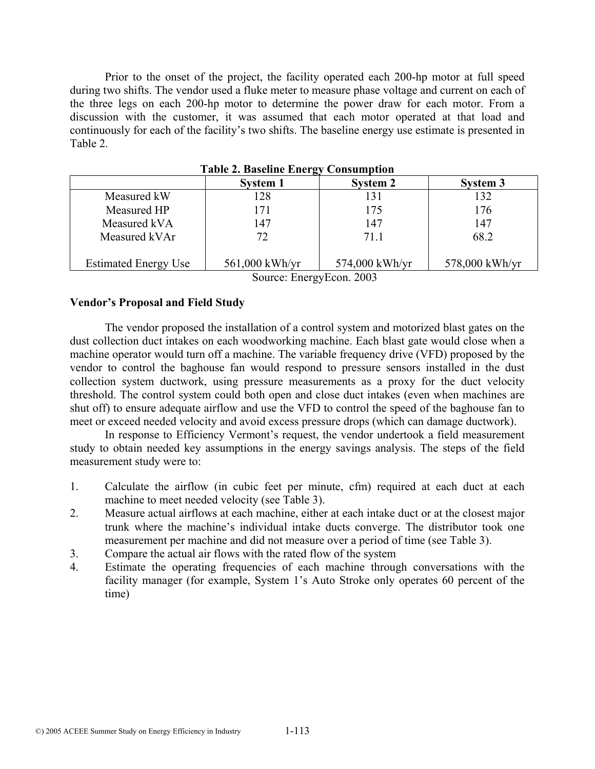Prior to the onset of the project, the facility operated each 200-hp motor at full speed during two shifts. The vendor used a fluke meter to measure phase voltage and current on each of the three legs on each 200-hp motor to determine the power draw for each motor. From a discussion with the customer, it was assumed that each motor operated at that load and continuously for each of the facility's two shifts. The baseline energy use estimate is presented in Table 2.

**Table 2. Baseline Energy Consumption**

| | System 1 | System 2 | System 3 |
|---|---|---|---|
| Measured kW | 128 | 131 | 132 |
| Measured HP | 171 | 175 | 176 |
| Measured kVA | 147 | 147 | 147 |
| Measured kVAr | 72 | 71.1 | 68.2 |
| Estimated Energy Use | 561,000 kWh/yr | 574,000 kWh/yr | 578,000 kWh/yr |

Source: EnergyEcon. 2003

**Vendor's Proposal and Field Study**

The vendor proposed the installation of a control system and motorized blast gates on the dust collection duct intakes on each woodworking machine. Each blast gate would close when a machine operator would turn off a machine. The variable frequency drive (VFD) proposed by the vendor to control the baghouse fan would respond to pressure sensors installed in the dust collection system ductwork, using pressure measurements as a proxy for the duct velocity threshold. The control system could both open and close duct intakes (even when machines are shut off) to ensure adequate airflow and use the VFD to control the speed of the baghouse fan to meet or exceed needed velocity and avoid excess pressure drops (which can damage ductwork).

In response to Efficiency Vermont's request, the vendor undertook a field measurement study to obtain needed key assumptions in the energy savings analysis. The steps of the field measurement study were to:

1. Calculate the airflow (in cubic feet per minute, cfm) required at each duct at each machine to meet needed velocity (see Table 3).
2. Measure actual airflows at each machine, either at each intake duct or at the closest major trunk where the machine's individual intake ducts converge. The distributor took one measurement per machine and did not measure over a period of time (see Table 3).
3. Compare the actual air flows with the rated flow of the system
4. Estimate the operating frequencies of each machine through conversations with the facility manager (for example, System 1's Auto Stroke only operates 60 percent of the time)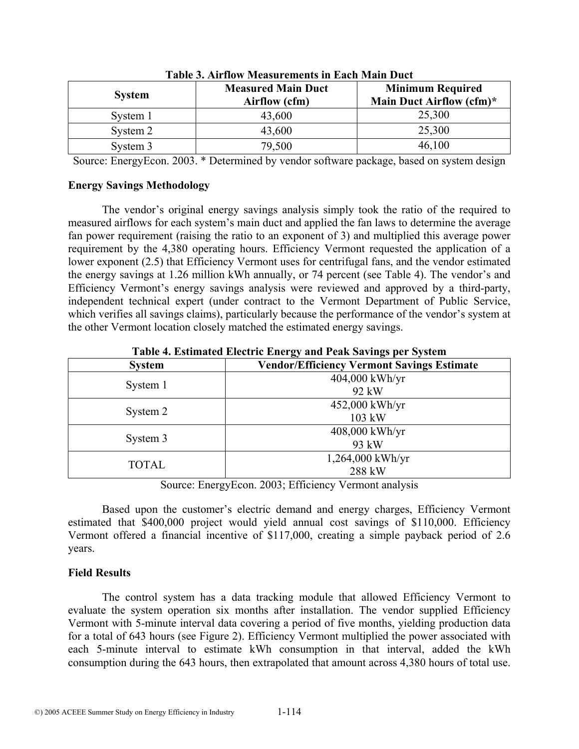**Table 3. Airflow Measurements in Each Main Duct**

| System | Measured Main Duct Airflow (cfm) | Minimum Required Main Duct Airflow (cfm)* |
|---|---|---|
| System 1 | 43,600 | 25,300 |
| System 2 | 43,600 | 25,300 |
| System 3 | 79,500 | 46,100 |

Source: EnergyEcon. 2003. * Determined by vendor software package, based on system design

**Energy Savings Methodology**

The vendor's original energy savings analysis simply took the ratio of the required to measured airflows for each system's main duct and applied the fan laws to determine the average fan power requirement (raising the ratio to an exponent of 3) and multiplied this average power requirement by the 4,380 operating hours. Efficiency Vermont requested the application of a lower exponent (2.5) that Efficiency Vermont uses for centrifugal fans, and the vendor estimated the energy savings at 1.26 million kWh annually, or 74 percent (see Table 4). The vendor's and Efficiency Vermont's energy savings analysis were reviewed and approved by a third-party, independent technical expert (under contract to the Vermont Department of Public Service, which verifies all savings claims), particularly because the performance of the vendor's system at the other Vermont location closely matched the estimated energy savings.

**Table 4. Estimated Electric Energy and Peak Savings per System**

| System | Vendor/Efficiency Vermont Savings Estimate |
|---|---|
| System 1 | 404,000 kWh/yr<br>92 kW |
| System 2 | 452,000 kWh/yr<br>103 kW |
| System 3 | 408,000 kWh/yr<br>93 kW |
| TOTAL | 1,264,000 kWh/yr<br>288 kW |

Source: EnergyEcon. 2003; Efficiency Vermont analysis

Based upon the customer's electric demand and energy charges, Efficiency Vermont estimated that $400,000 project would yield annual cost savings of $110,000. Efficiency Vermont offered a financial incentive of $117,000, creating a simple payback period of 2.6 years.

**Field Results**

The control system has a data tracking module that allowed Efficiency Vermont to evaluate the system operation six months after installation. The vendor supplied Efficiency Vermont with 5-minute interval data covering a period of five months, yielding production data for a total of 643 hours (see Figure 2). Efficiency Vermont multiplied the power associated with each 5-minute interval to estimate kWh consumption in that interval, added the kWh consumption during the 643 hours, then extrapolated that amount across 4,380 hours of total use.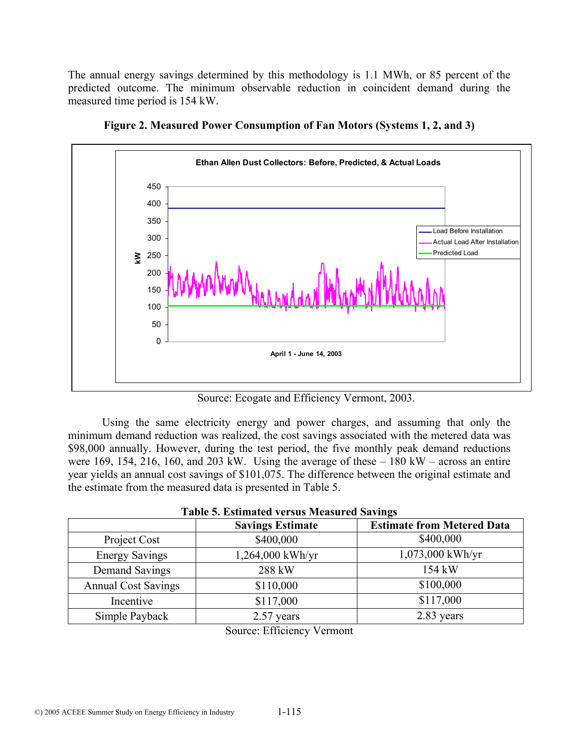The annual energy savings determined by this methodology is 1.1 MWh, or 85 percent of the predicted outcome. The minimum observable reduction in coincident demand during the measured time period is 154 kW.

**Figure 2. Measured Power Consumption of Fan Motors (Systems 1, 2, and 3)**

Source: Ecogate and Efficiency Vermont, 2003.

Using the same electricity energy and power charges, and assuming that only the minimum demand reduction was realized, the cost savings associated with the metered data was $98,000 annually. However, during the test period, the five monthly peak demand reductions were 169, 154, 216, 160, and 203 kW. Using the average of these – 180 kW – across an entire year yields an annual cost savings of $101,075. The difference between the original estimate and the estimate from the measured data is presented in Table 5.

**Table 5. Estimated versus Measured Savings**

| | Savings Estimate | Estimate from Metered Data |
|---|---|---|
| Project Cost | $400,000 | $400,000 |
| Energy Savings | 1,264,000 kWh/yr | 1,073,000 kWh/yr |
| Demand Savings | 288 kW | 154 kW |
| Annual Cost Savings | $110,000 | $100,000 |
| Incentive | $117,000 | $117,000 |
| Simple Payback | 2.57 years | 2.83 years |

Source: Efficiency Vermont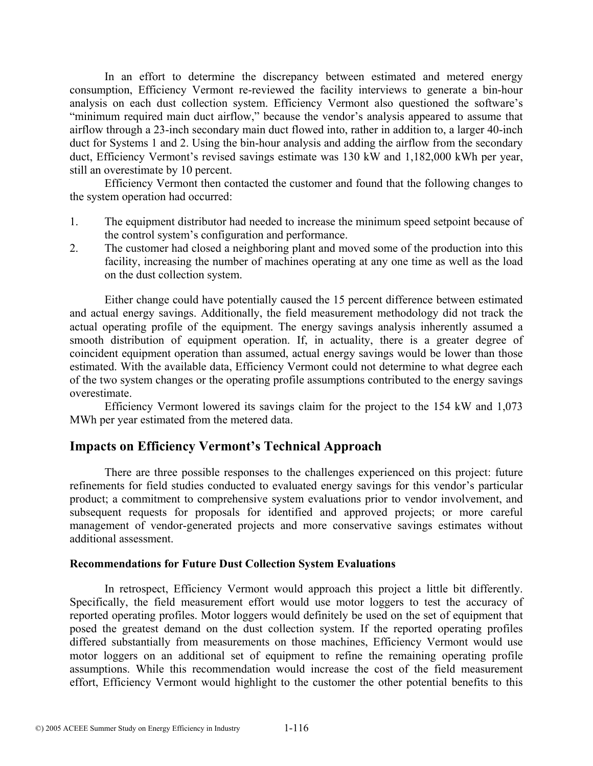In an effort to determine the discrepancy between estimated and metered energy consumption, Efficiency Vermont re-reviewed the facility interviews to generate a bin-hour analysis on each dust collection system. Efficiency Vermont also questioned the software's "minimum required main duct airflow," because the vendor's analysis appeared to assume that airflow through a 23-inch secondary main duct flowed into, rather in addition to, a larger 40-inch duct for Systems 1 and 2. Using the bin-hour analysis and adding the airflow from the secondary duct, Efficiency Vermont's revised savings estimate was 130 kW and 1,182,000 kWh per year, still an overestimate by 10 percent.

Efficiency Vermont then contacted the customer and found that the following changes to the system operation had occurred:

1. The equipment distributor had needed to increase the minimum speed setpoint because of the control system's configuration and performance.
2. The customer had closed a neighboring plant and moved some of the production into this facility, increasing the number of machines operating at any one time as well as the load on the dust collection system.

Either change could have potentially caused the 15 percent difference between estimated and actual energy savings. Additionally, the field measurement methodology did not track the actual operating profile of the equipment. The energy savings analysis inherently assumed a smooth distribution of equipment operation. If, in actuality, there is a greater degree of coincident equipment operation than assumed, actual energy savings would be lower than those estimated. With the available data, Efficiency Vermont could not determine to what degree each of the two system changes or the operating profile assumptions contributed to the energy savings overestimate.

Efficiency Vermont lowered its savings claim for the project to the 154 kW and 1,073 MWh per year estimated from the metered data.

## Impacts on Efficiency Vermont's Technical Approach

There are three possible responses to the challenges experienced on this project: future refinements for field studies conducted to evaluated energy savings for this vendor's particular product; a commitment to comprehensive system evaluations prior to vendor involvement, and subsequent requests for proposals for identified and approved projects; or more careful management of vendor-generated projects and more conservative savings estimates without additional assessment.

### Recommendations for Future Dust Collection System Evaluations

In retrospect, Efficiency Vermont would approach this project a little bit differently. Specifically, the field measurement effort would use motor loggers to test the accuracy of reported operating profiles. Motor loggers would definitely be used on the set of equipment that posed the greatest demand on the dust collection system. If the reported operating profiles differed substantially from measurements on those machines, Efficiency Vermont would use motor loggers on an additional set of equipment to refine the remaining operating profile assumptions. While this recommendation would increase the cost of the field measurement effort, Efficiency Vermont would highlight to the customer the other potential benefits to this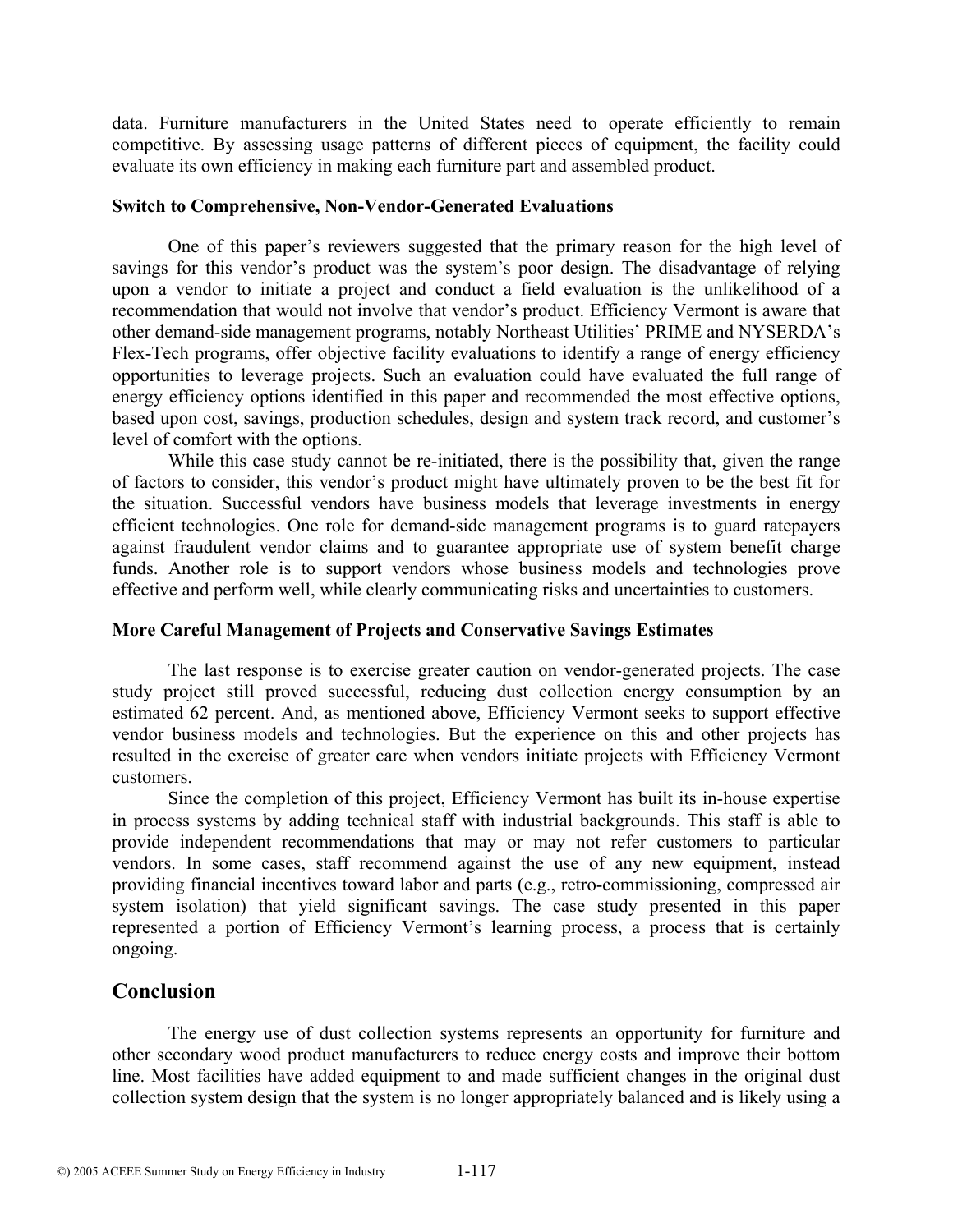data. Furniture manufacturers in the United States need to operate efficiently to remain competitive. By assessing usage patterns of different pieces of equipment, the facility could evaluate its own efficiency in making each furniture part and assembled product.

### Switch to Comprehensive, Non-Vendor-Generated Evaluations

One of this paper's reviewers suggested that the primary reason for the high level of savings for this vendor's product was the system's poor design. The disadvantage of relying upon a vendor to initiate a project and conduct a field evaluation is the unlikelihood of a recommendation that would not involve that vendor's product. Efficiency Vermont is aware that other demand-side management programs, notably Northeast Utilities' PRIME and NYSERDA's Flex-Tech programs, offer objective facility evaluations to identify a range of energy efficiency opportunities to leverage projects. Such an evaluation could have evaluated the full range of energy efficiency options identified in this paper and recommended the most effective options, based upon cost, savings, production schedules, design and system track record, and customer's level of comfort with the options.

While this case study cannot be re-initiated, there is the possibility that, given the range of factors to consider, this vendor's product might have ultimately proven to be the best fit for the situation. Successful vendors have business models that leverage investments in energy efficient technologies. One role for demand-side management programs is to guard ratepayers against fraudulent vendor claims and to guarantee appropriate use of system benefit charge funds. Another role is to support vendors whose business models and technologies prove effective and perform well, while clearly communicating risks and uncertainties to customers.

### More Careful Management of Projects and Conservative Savings Estimates

The last response is to exercise greater caution on vendor-generated projects. The case study project still proved successful, reducing dust collection energy consumption by an estimated 62 percent. And, as mentioned above, Efficiency Vermont seeks to support effective vendor business models and technologies. But the experience on this and other projects has resulted in the exercise of greater care when vendors initiate projects with Efficiency Vermont customers.

Since the completion of this project, Efficiency Vermont has built its in-house expertise in process systems by adding technical staff with industrial backgrounds. This staff is able to provide independent recommendations that may or may not refer customers to particular vendors. In some cases, staff recommend against the use of any new equipment, instead providing financial incentives toward labor and parts (e.g., retro-commissioning, compressed air system isolation) that yield significant savings. The case study presented in this paper represented a portion of Efficiency Vermont's learning process, a process that is certainly ongoing.

## Conclusion

The energy use of dust collection systems represents an opportunity for furniture and other secondary wood product manufacturers to reduce energy costs and improve their bottom line. Most facilities have added equipment to and made sufficient changes in the original dust collection system design that the system is no longer appropriately balanced and is likely using a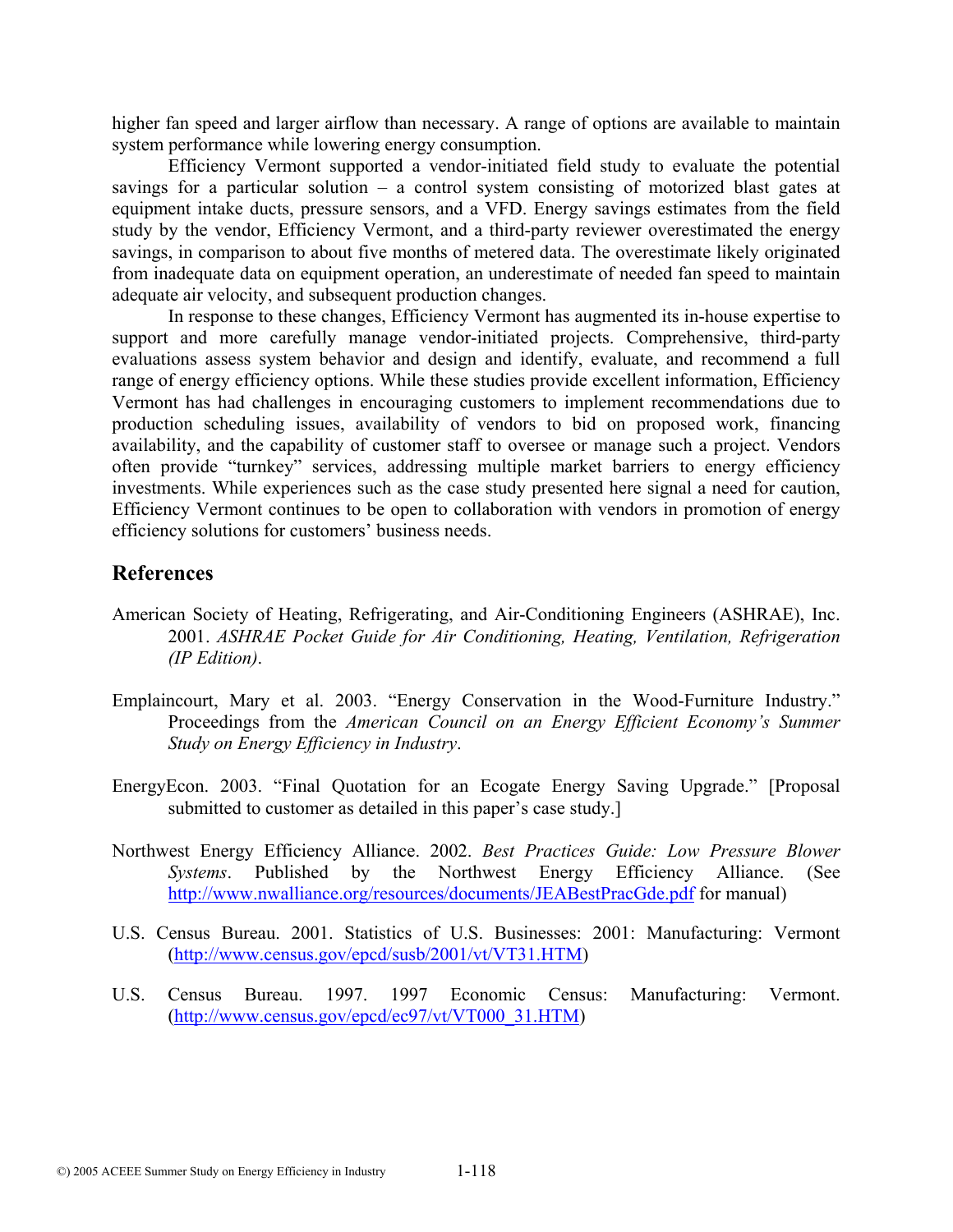higher fan speed and larger airflow than necessary. A range of options are available to maintain system performance while lowering energy consumption.

Efficiency Vermont supported a vendor-initiated field study to evaluate the potential savings for a particular solution – a control system consisting of motorized blast gates at equipment intake ducts, pressure sensors, and a VFD. Energy savings estimates from the field study by the vendor, Efficiency Vermont, and a third-party reviewer overestimated the energy savings, in comparison to about five months of metered data. The overestimate likely originated from inadequate data on equipment operation, an underestimate of needed fan speed to maintain adequate air velocity, and subsequent production changes.

In response to these changes, Efficiency Vermont has augmented its in-house expertise to support and more carefully manage vendor-initiated projects. Comprehensive, third-party evaluations assess system behavior and design and identify, evaluate, and recommend a full range of energy efficiency options. While these studies provide excellent information, Efficiency Vermont has had challenges in encouraging customers to implement recommendations due to production scheduling issues, availability of vendors to bid on proposed work, financing availability, and the capability of customer staff to oversee or manage such a project. Vendors often provide "turnkey" services, addressing multiple market barriers to energy efficiency investments. While experiences such as the case study presented here signal a need for caution, Efficiency Vermont continues to be open to collaboration with vendors in promotion of energy efficiency solutions for customers' business needs.

## References

American Society of Heating, Refrigerating, and Air-Conditioning Engineers (ASHRAE), Inc. 2001. *ASHRAE Pocket Guide for Air Conditioning, Heating, Ventilation, Refrigeration (IP Edition)*.

Emplaincourt, Mary et al. 2003. "Energy Conservation in the Wood-Furniture Industry." Proceedings from the *American Council on an Energy Efficient Economy's Summer Study on Energy Efficiency in Industry*.

EnergyEcon. 2003. "Final Quotation for an Ecogate Energy Saving Upgrade." [Proposal submitted to customer as detailed in this paper's case study.]

Northwest Energy Efficiency Alliance. 2002. *Best Practices Guide: Low Pressure Blower Systems*. Published by the Northwest Energy Efficiency Alliance. (See http://www.nwalliance.org/resources/documents/JEABestPracGde.pdf for manual)

U.S. Census Bureau. 2001. Statistics of U.S. Businesses: 2001: Manufacturing: Vermont (http://www.census.gov/epcd/susb/2001/vt/VT31.HTM)

U.S. Census Bureau. 1997. 1997 Economic Census: Manufacturing: Vermont. (http://www.census.gov/epcd/ec97/vt/VT000_31.HTM)